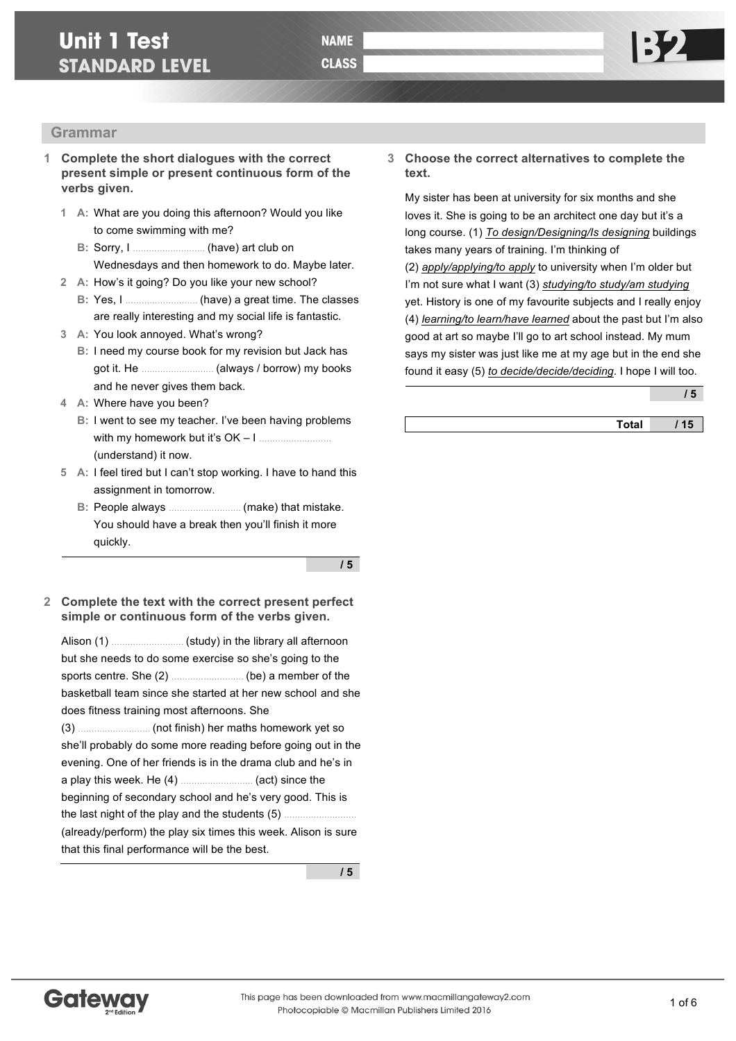# Unit 1 Test
## STANDARD LEVEL

**NAME** 

**CLASS** 

**B2**

## Grammar

**1 Complete the short dialogues with the correct present simple or present continuous form of the verbs given.**

1 **A:** What are you doing this afternoon? Would you like to come swimming with me?
**B:** Sorry, I .......................... (have) art club on Wednesdays and then homework to do. Maybe later.

2 **A:** How's it going? Do you like your new school?
**B:** Yes, I .......................... (have) a great time. The classes are really interesting and my social life is fantastic.

3 **A:** You look annoyed. What's wrong?
**B:** I need my course book for my revision but Jack has got it. He .......................... (always / borrow) my books and he never gives them back.

4 **A:** Where have you been?
**B:** I went to see my teacher. I've been having problems with my homework but it's OK – I .......................... (understand) it now.

5 **A:** I feel tired but I can't stop working. I have to hand this assignment in tomorrow.
**B:** People always .......................... (make) that mistake. You should have a break then you'll finish it more quickly.

**/ 5**

**2 Complete the text with the correct present perfect simple or continuous form of the verbs given.**

Alison (1) .......................... (study) in the library all afternoon but she needs to do some exercise so she's going to the sports centre. She (2) .......................... (be) a member of the basketball team since she started at her new school and she does fitness training most afternoons. She (3) .......................... (not finish) her maths homework yet so she'll probably do some more reading before going out in the evening. One of her friends is in the drama club and he's in a play this week. He (4) .......................... (act) since the beginning of secondary school and he's very good. This is the last night of the play and the students (5) .......................... (already/perform) the play six times this week. Alison is sure that this final performance will be the best.

**/ 5**

**3 Choose the correct alternatives to complete the text.**

My sister has been at university for six months and she loves it. She is going to be an architect one day but it's a long course. (1) *To design/Designing/Is designing* buildings takes many years of training. I'm thinking of (2) *apply/applying/to apply* to university when I'm older but I'm not sure what I want (3) *studying/to study/am studying* yet. History is one of my favourite subjects and I really enjoy (4) *learning/to learn/have learned* about the past but I'm also good at art so maybe I'll go to art school instead. My mum says my sister was just like me at my age but in the end she found it easy (5) *to decide/decide/deciding*. I hope I will too.

**/ 5**

**Total / 15**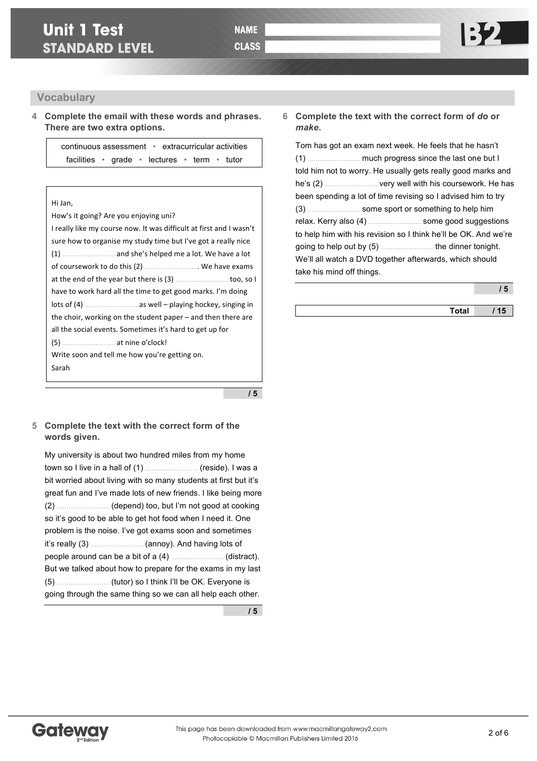# Unit 1 Test
## STANDARD LEVEL

NAME

CLASS

B2

## Vocabulary

**4 Complete the email with these words and phrases. There are two extra options.**

continuous assessment • extracurricular activities • facilities • grade • lectures • term • tutor

Hi Jan,

How's it going? Are you enjoying uni?

I really like my course now. It was difficult at first and I wasn't sure how to organise my study time but I've got a really nice (1) .......................... and she's helped me a lot. We have a lot of coursework to do this (2) ........................... We have exams at the end of the year but there is (3) .......................... too, so I have to work hard all the time to get good marks. I'm doing lots of (4) .......................... as well – playing hockey, singing in the choir, working on the student paper – and then there are all the social events. Sometimes it's hard to get up for (5) .......................... at nine o'clock!

Write soon and tell me how you're getting on.

Sarah

/ 5

**5 Complete the text with the correct form of the words given.**

My university is about two hundred miles from my home town so I live in a hall of (1) .......................... (reside). I was a bit worried about living with so many students at first but it's great fun and I've made lots of new friends. I like being more (2) .......................... (depend) too, but I'm not good at cooking so it's good to be able to get hot food when I need it. One problem is the noise. I've got exams soon and sometimes it's really (3) .......................... (annoy). And having lots of people around can be a bit of a (4) .......................... (distract). But we talked about how to prepare for the exams in my last (5) .......................... (tutor) so I think I'll be OK. Everyone is going through the same thing so we can all help each other.

/ 5

**6 Complete the text with the correct form of *do* or *make*.**

Tom has got an exam next week. He feels that he hasn't (1) .......................... much progress since the last one but I told him not to worry. He usually gets really good marks and he's (2) .......................... very well with his coursework. He has been spending a lot of time revising so I advised him to try (3) .......................... some sport or something to help him relax. Kerry also (4) .......................... some good suggestions to help him with his revision so I think he'll be OK. And we're going to help out by (5) .......................... the dinner tonight. We'll all watch a DVD together afterwards, which should take his mind off things.

/ 5

**Total / 15**

This page has been downloaded from www.macmillangateway2.com
Photocopiable © Macmillan Publishers Limited 2016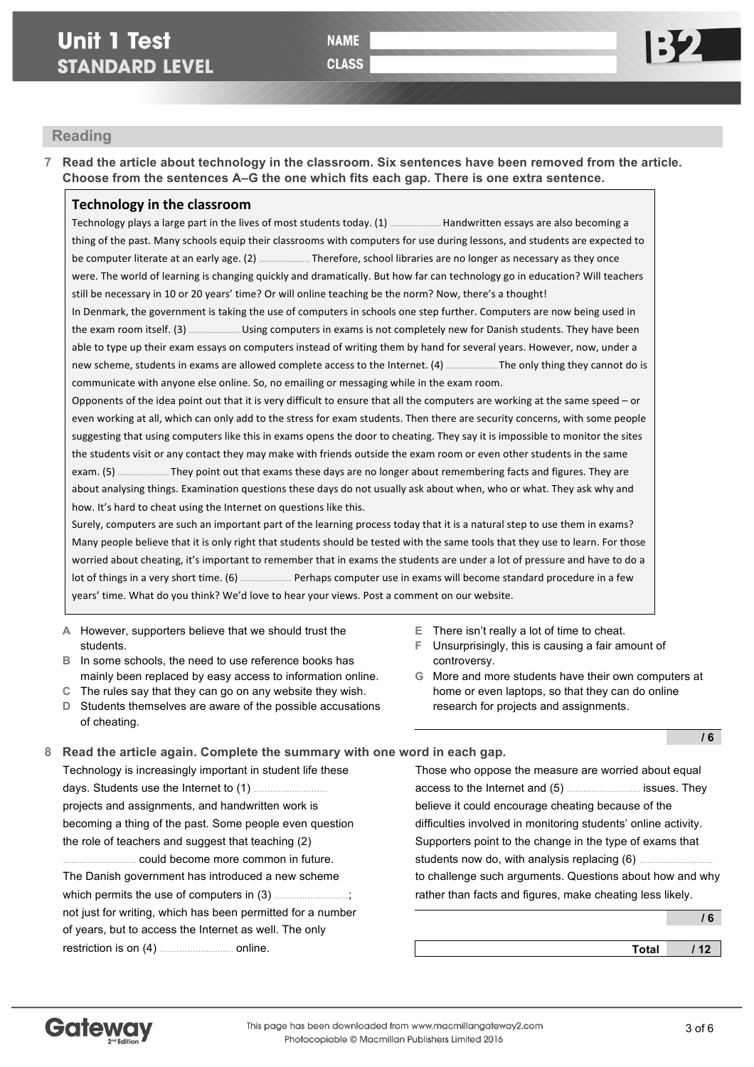# Unit 1 Test
## STANDARD LEVEL

NAME

CLASS

B2

## Reading

**7 Read the article about technology in the classroom. Six sentences have been removed from the article. Choose from the sentences A–G the one which fits each gap. There is one extra sentence.**

### Technology in the classroom

Technology plays a large part in the lives of most students today. (1) .................... Handwritten essays are also becoming a thing of the past. Many schools equip their classrooms with computers for use during lessons, and students are expected to be computer literate at an early age. (2) .................... Therefore, school libraries are no longer as necessary as they once were. The world of learning is changing quickly and dramatically. But how far can technology go in education? Will teachers still be necessary in 10 or 20 years' time? Or will online teaching be the norm? Now, there's a thought!

In Denmark, the government is taking the use of computers in schools one step further. Computers are now being used in the exam room itself. (3) .................... Using computers in exams is not completely new for Danish students. They have been able to type up their exam essays on computers instead of writing them by hand for several years. However, now, under a new scheme, students in exams are allowed complete access to the Internet. (4) .................... The only thing they cannot do is communicate with anyone else online. So, no emailing or messaging while in the exam room.

Opponents of the idea point out that it is very difficult to ensure that all the computers are working at the same speed – or even working at all, which can only add to the stress for exam students. Then there are security concerns, with some people suggesting that using computers like this in exams opens the door to cheating. They say it is impossible to monitor the sites the students visit or any contact they may make with friends outside the exam room or even other students in the same exam. (5) .................... They point out that exams these days are no longer about remembering facts and figures. They are about analysing things. Examination questions these days do not usually ask about when, who or what. They ask why and how. It's hard to cheat using the Internet on questions like this.

Surely, computers are such an important part of the learning process today that it is a natural step to use them in exams? Many people believe that it is only right that students should be tested with the same tools that they use to learn. For those worried about cheating, it's important to remember that in exams the students are under a lot of pressure and have to do a lot of things in a very short time. (6) .................... Perhaps computer use in exams will become standard procedure in a few years' time. What do you think? We'd love to hear your views. Post a comment on our website.

- **A** However, supporters believe that we should trust the students.
- **B** In some schools, the need to use reference books has mainly been replaced by easy access to information online.
- **C** The rules say that they can go on any website they wish.
- **D** Students themselves are aware of the possible accusations of cheating.
- **E** There isn't really a lot of time to cheat.
- **F** Unsurprisingly, this is causing a fair amount of controversy.
- **G** More and more students have their own computers at home or even laptops, so that they can do online research for projects and assignments.

/ 6

**8 Read the article again. Complete the summary with one word in each gap.**

Technology is increasingly important in student life these days. Students use the Internet to (1) .................... projects and assignments, and handwritten work is becoming a thing of the past. Some people even question the role of teachers and suggest that teaching (2) .................... could become more common in future. The Danish government has introduced a new scheme which permits the use of computers in (3) ....................; not just for writing, which has been permitted for a number of years, but to access the Internet as well. The only restriction is on (4) .................... online.

Those who oppose the measure are worried about equal access to the Internet and (5) .................... issues. They believe it could encourage cheating because of the difficulties involved in monitoring students' online activity. Supporters point to the change in the type of exams that students now do, with analysis replacing (6) .................... to challenge such arguments. Questions about how and why rather than facts and figures, make cheating less likely.

/ 6

**Total** / 12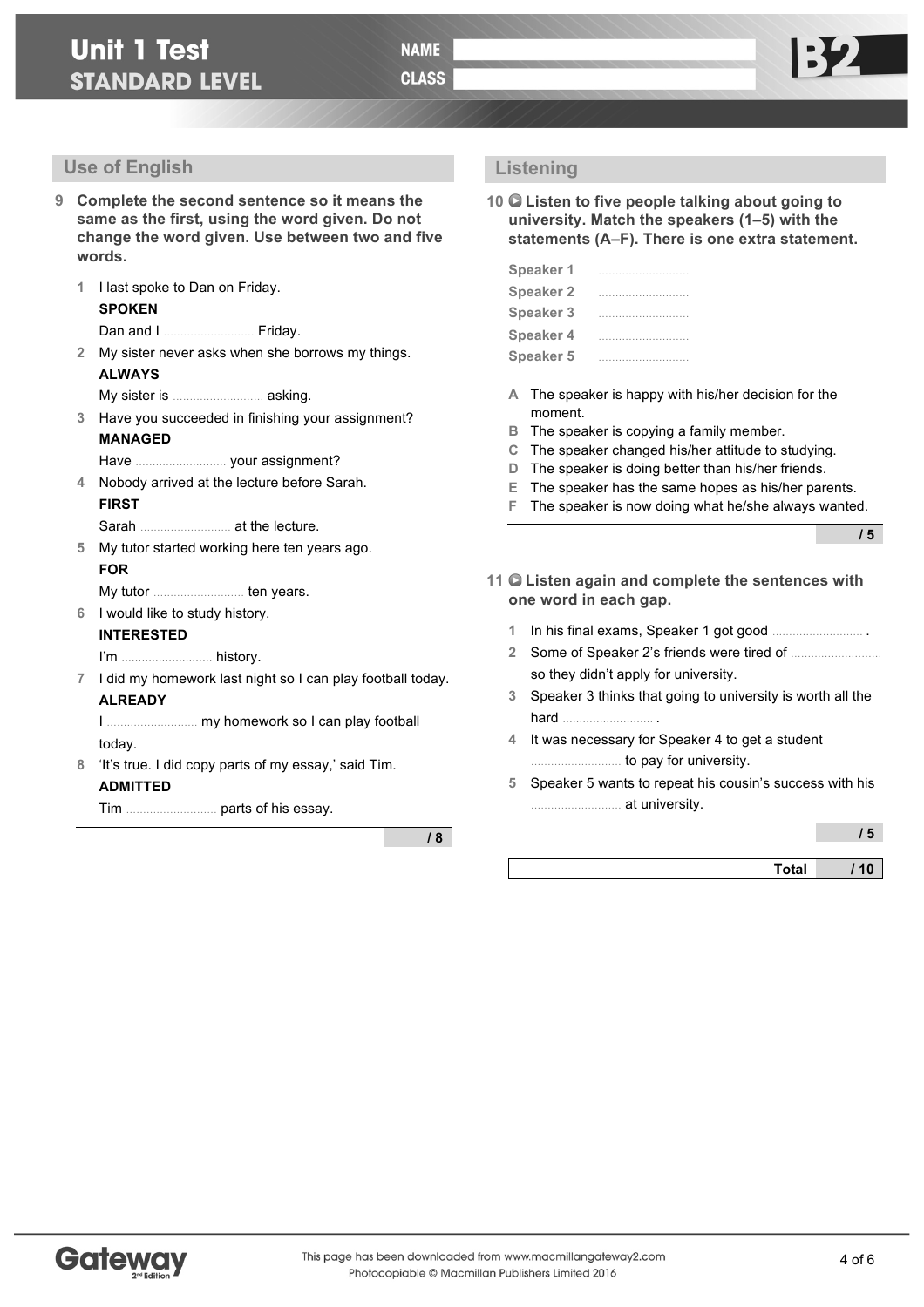# Unit 1 Test
## STANDARD LEVEL

NAME

CLASS

B2

## Use of English

**9 Complete the second sentence so it means the same as the first, using the word given. Do not change the word given. Use between two and five words.**

1. I last spoke to Dan on Friday.
   **SPOKEN**
   Dan and I .......................... Friday.
2. My sister never asks when she borrows my things.
   **ALWAYS**
   My sister is .......................... asking.
3. Have you succeeded in finishing your assignment?
   **MANAGED**
   Have .......................... your assignment?
4. Nobody arrived at the lecture before Sarah.
   **FIRST**
   Sarah .......................... at the lecture.
5. My tutor started working here ten years ago.
   **FOR**
   My tutor .......................... ten years.
6. I would like to study history.
   **INTERESTED**
   I'm .......................... history.
7. I did my homework last night so I can play football today.
   **ALREADY**
   I .......................... my homework so I can play football today.
8. 'It's true. I did copy parts of my essay,' said Tim.
   **ADMITTED**
   Tim .......................... parts of his essay.

/ 8

## Listening

**10 Listen to five people talking about going to university. Match the speakers (1–5) with the statements (A–F). There is one extra statement.**

Speaker 1 ..........................
Speaker 2 ..........................
Speaker 3 ..........................
Speaker 4 ..........................
Speaker 5 ..........................

- **A** The speaker is happy with his/her decision for the moment.
- **B** The speaker is copying a family member.
- **C** The speaker changed his/her attitude to studying.
- **D** The speaker is doing better than his/her friends.
- **E** The speaker has the same hopes as his/her parents.
- **F** The speaker is now doing what he/she always wanted.

/ 5

**11 Listen again and complete the sentences with one word in each gap.**

1. In his final exams, Speaker 1 got good .......................... .
2. Some of Speaker 2's friends were tired of .......................... so they didn't apply for university.
3. Speaker 3 thinks that going to university is worth all the hard .......................... .
4. It was necessary for Speaker 4 to get a student .......................... to pay for university.
5. Speaker 5 wants to repeat his cousin's success with his .......................... at university.

/ 5

**Total** / 10

Gateway 2nd Edition

This page has been downloaded from www.macmillangateway2.com
Photocopiable © Macmillan Publishers Limited 2016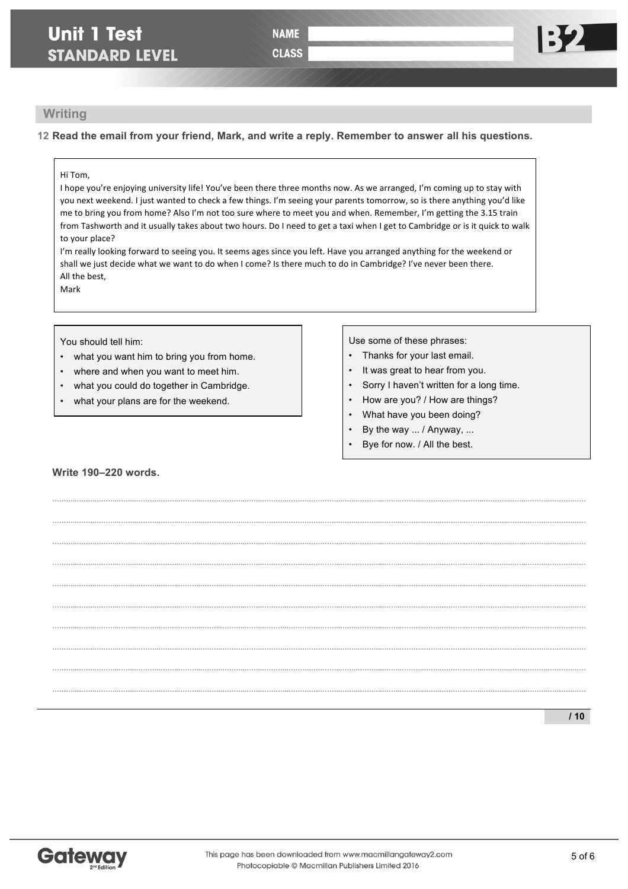# Unit 1 Test
## STANDARD LEVEL

NAME

CLASS

B2

## Writing

**12 Read the email from your friend, Mark, and write a reply. Remember to answer all his questions.**

> Hi Tom,
> I hope you're enjoying university life! You've been there three months now. As we arranged, I'm coming up to stay with you next weekend. I just wanted to check a few things. I'm seeing your parents tomorrow, so is there anything you'd like me to bring you from home? Also I'm not too sure where to meet you and when. Remember, I'm getting the 3.15 train from Tashworth and it usually takes about two hours. Do I need to get a taxi when I get to Cambridge or is it quick to walk to your place?
> I'm really looking forward to seeing you. It seems ages since you left. Have you arranged anything for the weekend or shall we just decide what we want to do when I come? Is there much to do in Cambridge? I've never been there.
> All the best,
> Mark

You should tell him:

- what you want him to bring you from home.
- where and when you want to meet him.
- what you could do together in Cambridge.
- what your plans are for the weekend.

Use some of these phrases:

- Thanks for your last email.
- It was great to hear from you.
- Sorry I haven't written for a long time.
- How are you? / How are things?
- What have you been doing?
- By the way ... / Anyway, ...
- Bye for now. / All the best.

**Write 190–220 words.**

..........................................................................................................................................................................

..........................................................................................................................................................................

..........................................................................................................................................................................

..........................................................................................................................................................................

..........................................................................................................................................................................

..........................................................................................................................................................................

..........................................................................................................................................................................

..........................................................................................................................................................................

..........................................................................................................................................................................

..........................................................................................................................................................................

**/ 10**

This page has been downloaded from www.macmillangateway2.com
Photocopiable © Macmillan Publishers Limited 2016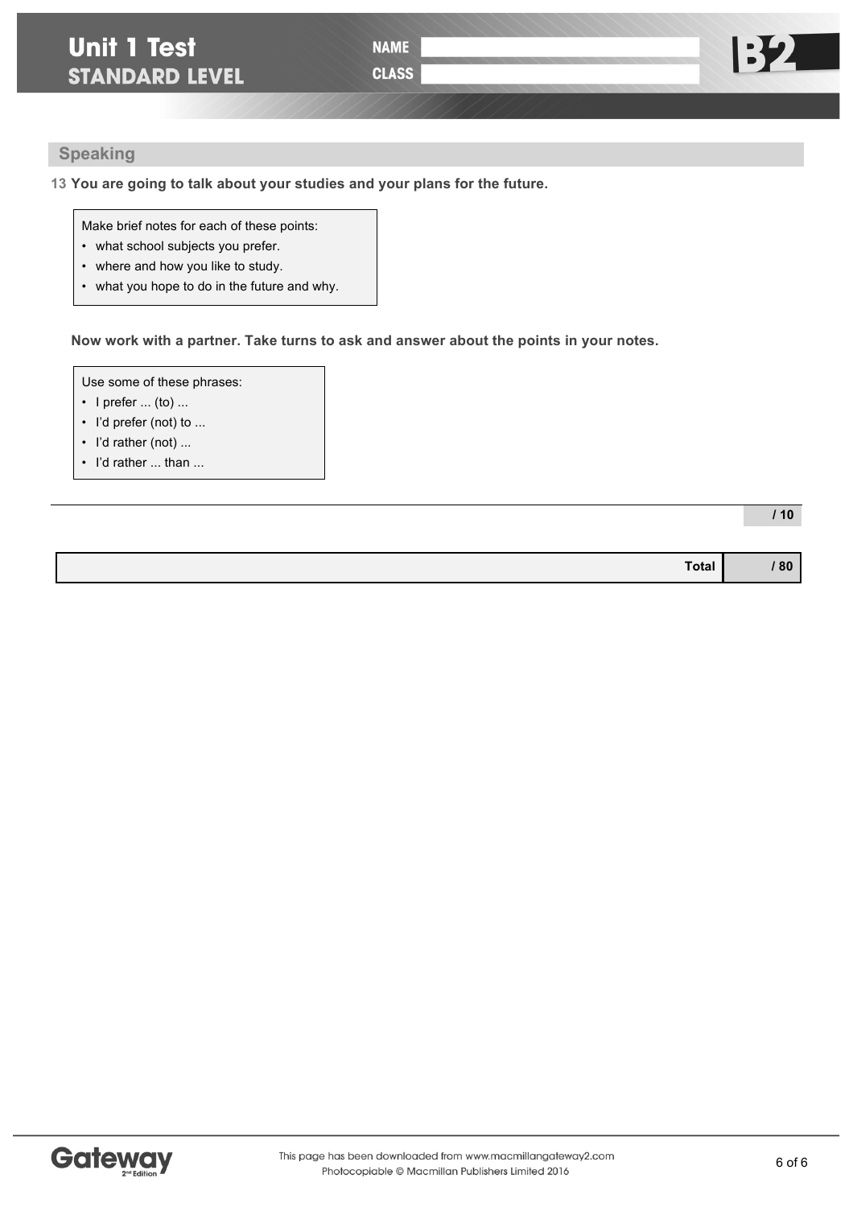# Unit 1 Test
## STANDARD LEVEL

NAME

CLASS

B2

## Speaking

**13 You are going to talk about your studies and your plans for the future.**

Make brief notes for each of these points:
- what school subjects you prefer.
- where and how you like to study.
- what you hope to do in the future and why.

**Now work with a partner. Take turns to ask and answer about the points in your notes.**

Use some of these phrases:
- I prefer ... (to) ...
- I'd prefer (not) to ...
- I'd rather (not) ...
- I'd rather ... than ...

**/ 10**

| | |
|---|---|
| **Total** | **/ 80** |

This page has been downloaded from www.macmillangateway2.com
Photocopiable © Macmillan Publishers Limited 2016